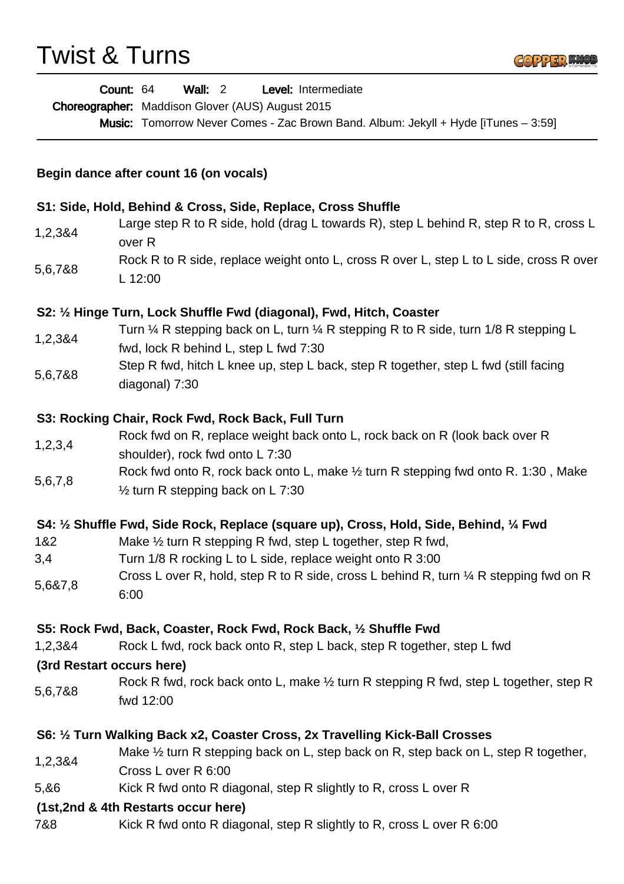# Twist & Turns

**Count:** 64 **Wall:** 2 **Level:** Intermediate
**Choreographer:** Maddison Glover (AUS) August 2015
**Music:** Tomorrow Never Comes - Zac Brown Band. Album: Jekyll + Hyde [iTunes – 3:59]

**Begin dance after count 16 (on vocals)**

**S1: Side, Hold, Behind & Cross, Side, Replace, Cross Shuffle**

| | |
|---|---|
| 1,2,3&4 | Large step R to R side, hold (drag L towards R), step L behind R, step R to R, cross L over R |
| 5,6,7&8 | Rock R to R side, replace weight onto L, cross R over L, step L to L side, cross R over L 12:00 |

**S2: ½ Hinge Turn, Lock Shuffle Fwd (diagonal), Fwd, Hitch, Coaster**

| | |
|---|---|
| 1,2,3&4 | Turn ¼ R stepping back on L, turn ¼ R stepping R to R side, turn 1/8 R stepping L fwd, lock R behind L, step L fwd 7:30 |
| 5,6,7&8 | Step R fwd, hitch L knee up, step L back, step R together, step L fwd (still facing diagonal) 7:30 |

**S3: Rocking Chair, Rock Fwd, Rock Back, Full Turn**

| | |
|---|---|
| 1,2,3,4 | Rock fwd on R, replace weight back onto L, rock back on R (look back over R shoulder), rock fwd onto L 7:30 |
| 5,6,7,8 | Rock fwd onto R, rock back onto L, make ½ turn R stepping fwd onto R. 1:30 , Make ½ turn R stepping back on L 7:30 |

**S4: ½ Shuffle Fwd, Side Rock, Replace (square up), Cross, Hold, Side, Behind, ¼ Fwd**

| | |
|---|---|
| 1&2 | Make ½ turn R stepping R fwd, step L together, step R fwd, |
| 3,4 | Turn 1/8 R rocking L to L side, replace weight onto R 3:00 |
| 5,6&7,8 | Cross L over R, hold, step R to R side, cross L behind R, turn ¼ R stepping fwd on R 6:00 |

**S5: Rock Fwd, Back, Coaster, Rock Fwd, Rock Back, ½ Shuffle Fwd**

| | |
|---|---|
| 1,2,3&4 | Rock L fwd, rock back onto R, step L back, step R together, step L fwd |

**(3rd Restart occurs here)**

| | |
|---|---|
| 5,6,7&8 | Rock R fwd, rock back onto L, make ½ turn R stepping R fwd, step L together, step R fwd 12:00 |

**S6: ½ Turn Walking Back x2, Coaster Cross, 2x Travelling Kick-Ball Crosses**

| | |
|---|---|
| 1,2,3&4 | Make ½ turn R stepping back on L, step back on R, step back on L, step R together, Cross L over R 6:00 |
| 5,&6 | Kick R fwd onto R diagonal, step R slightly to R, cross L over R |

**(1st,2nd & 4th Restarts occur here)**

| | |
|---|---|
| 7&8 | Kick R fwd onto R diagonal, step R slightly to R, cross L over R 6:00 |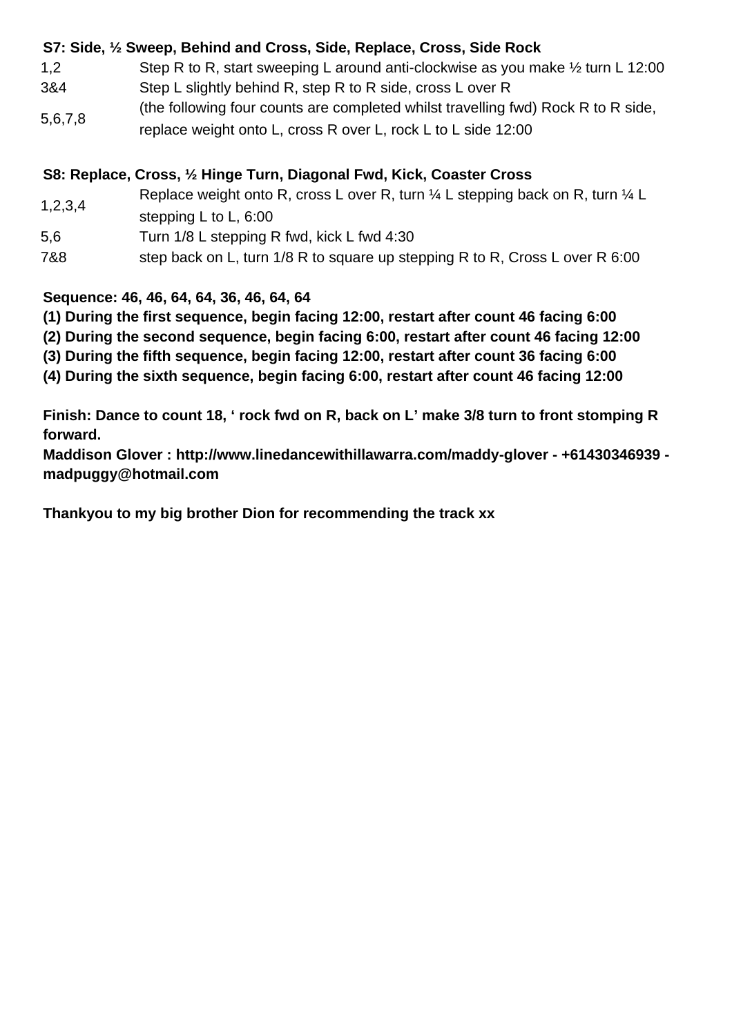**S7: Side, ½ Sweep, Behind and Cross, Side, Replace, Cross, Side Rock**

| | |
|---|---|
| 1,2 | Step R to R, start sweeping L around anti-clockwise as you make ½ turn L 12:00 |
| 3&4 | Step L slightly behind R, step R to R side, cross L over R |
| 5,6,7,8 | (the following four counts are completed whilst travelling fwd) Rock R to R side, replace weight onto L, cross R over L, rock L to L side 12:00 |

**S8: Replace, Cross, ½ Hinge Turn, Diagonal Fwd, Kick, Coaster Cross**

| | |
|---|---|
| 1,2,3,4 | Replace weight onto R, cross L over R, turn ¼ L stepping back on R, turn ¼ L stepping L to L, 6:00 |
| 5,6 | Turn 1/8 L stepping R fwd, kick L fwd 4:30 |
| 7&8 | step back on L, turn 1/8 R to square up stepping R to R, Cross L over R 6:00 |

**Sequence: 46, 46, 64, 64, 36, 46, 64, 64**
**(1) During the first sequence, begin facing 12:00, restart after count 46 facing 6:00**
**(2) During the second sequence, begin facing 6:00, restart after count 46 facing 12:00**
**(3) During the fifth sequence, begin facing 12:00, restart after count 36 facing 6:00**
**(4) During the sixth sequence, begin facing 6:00, restart after count 46 facing 12:00**

**Finish: Dance to count 18, ' rock fwd on R, back on L' make 3/8 turn to front stomping R forward.**
**Maddison Glover : http://www.linedancewithillawarra.com/maddy-glover - +61430346939 - madpuggy@hotmail.com**

**Thankyou to my big brother Dion for recommending the track xx**